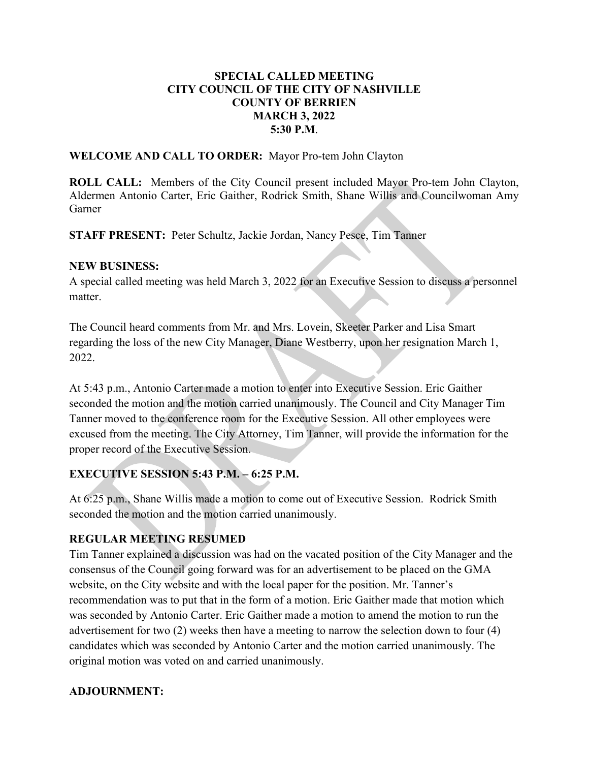**SPECIAL CALLED MEETING**
**CITY COUNCIL OF THE CITY OF NASHVILLE**
**COUNTY OF BERRIEN**
**MARCH 3, 2022**
**5:30 P.M**.

**WELCOME AND CALL TO ORDER:** Mayor Pro-tem John Clayton

**ROLL CALL:** Members of the City Council present included Mayor Pro-tem John Clayton, Aldermen Antonio Carter, Eric Gaither, Rodrick Smith, Shane Willis and Councilwoman Amy Garner

**STAFF PRESENT:** Peter Schultz, Jackie Jordan, Nancy Pesce, Tim Tanner

**NEW BUSINESS:**
A special called meeting was held March 3, 2022 for an Executive Session to discuss a personnel matter.

The Council heard comments from Mr. and Mrs. Lovein, Skeeter Parker and Lisa Smart regarding the loss of the new City Manager, Diane Westberry, upon her resignation March 1, 2022.

At 5:43 p.m., Antonio Carter made a motion to enter into Executive Session. Eric Gaither seconded the motion and the motion carried unanimously. The Council and City Manager Tim Tanner moved to the conference room for the Executive Session. All other employees were excused from the meeting. The City Attorney, Tim Tanner, will provide the information for the proper record of the Executive Session.

**EXECUTIVE SESSION 5:43 P.M. – 6:25 P.M.**

At 6:25 p.m., Shane Willis made a motion to come out of Executive Session. Rodrick Smith seconded the motion and the motion carried unanimously.

**REGULAR MEETING RESUMED**
Tim Tanner explained a discussion was had on the vacated position of the City Manager and the consensus of the Council going forward was for an advertisement to be placed on the GMA website, on the City website and with the local paper for the position. Mr. Tanner's recommendation was to put that in the form of a motion. Eric Gaither made that motion which was seconded by Antonio Carter. Eric Gaither made a motion to amend the motion to run the advertisement for two (2) weeks then have a meeting to narrow the selection down to four (4) candidates which was seconded by Antonio Carter and the motion carried unanimously. The original motion was voted on and carried unanimously.

**ADJOURNMENT:**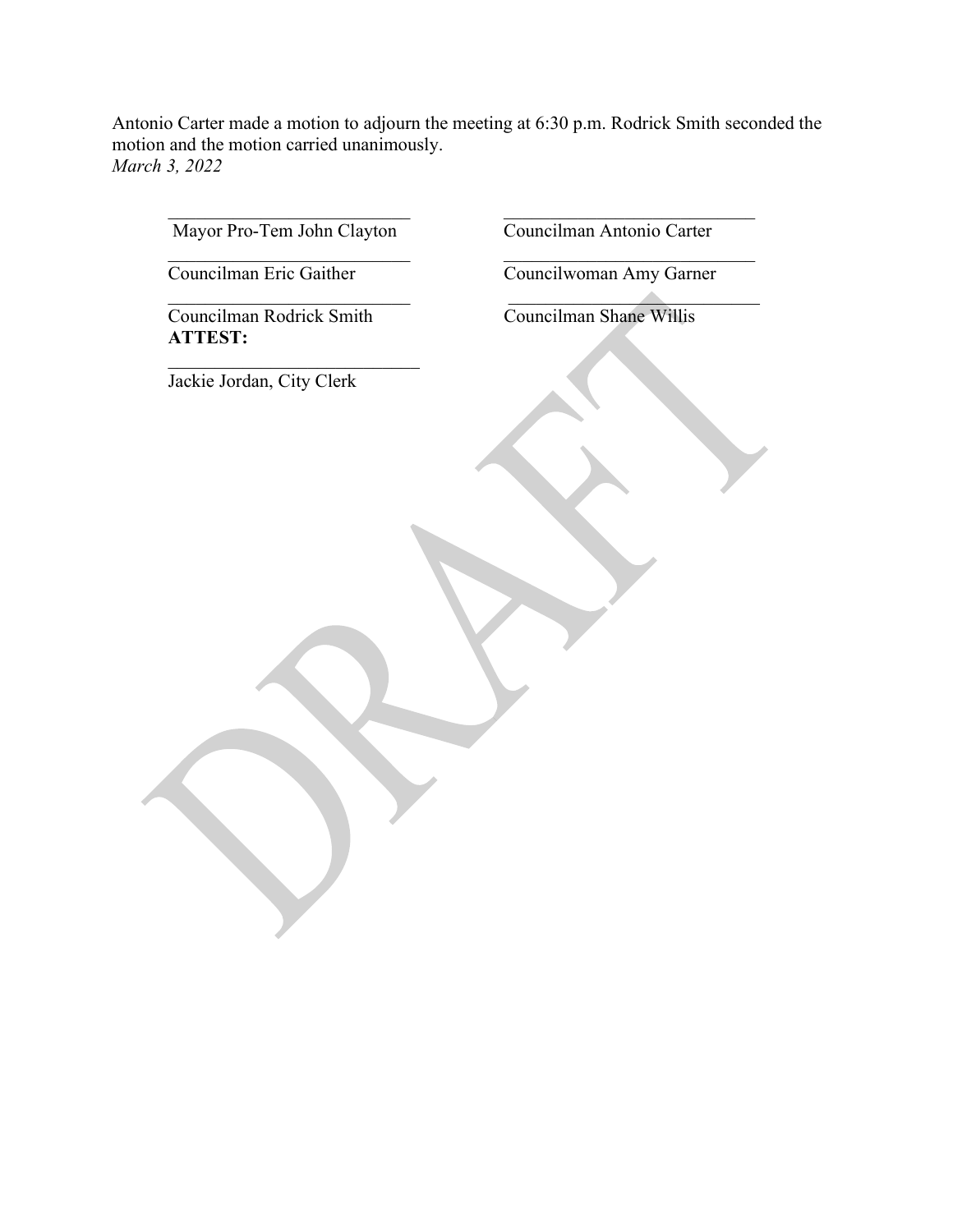Antonio Carter made a motion to adjourn the meeting at 6:30 p.m. Rodrick Smith seconded the motion and the motion carried unanimously.
*March 3, 2022*

| | |
|---|---|
| ____________________________ | ____________________________ |
| Mayor Pro-Tem John Clayton | Councilman Antonio Carter |
| ____________________________ | ____________________________ |
| Councilman Eric Gaither | Councilwoman Amy Garner |
| ____________________________ | ____________________________ |
| Councilman Rodrick Smith | Councilman Shane Willis |

**ATTEST:**

____________________________
Jackie Jordan, City Clerk

DRAFT